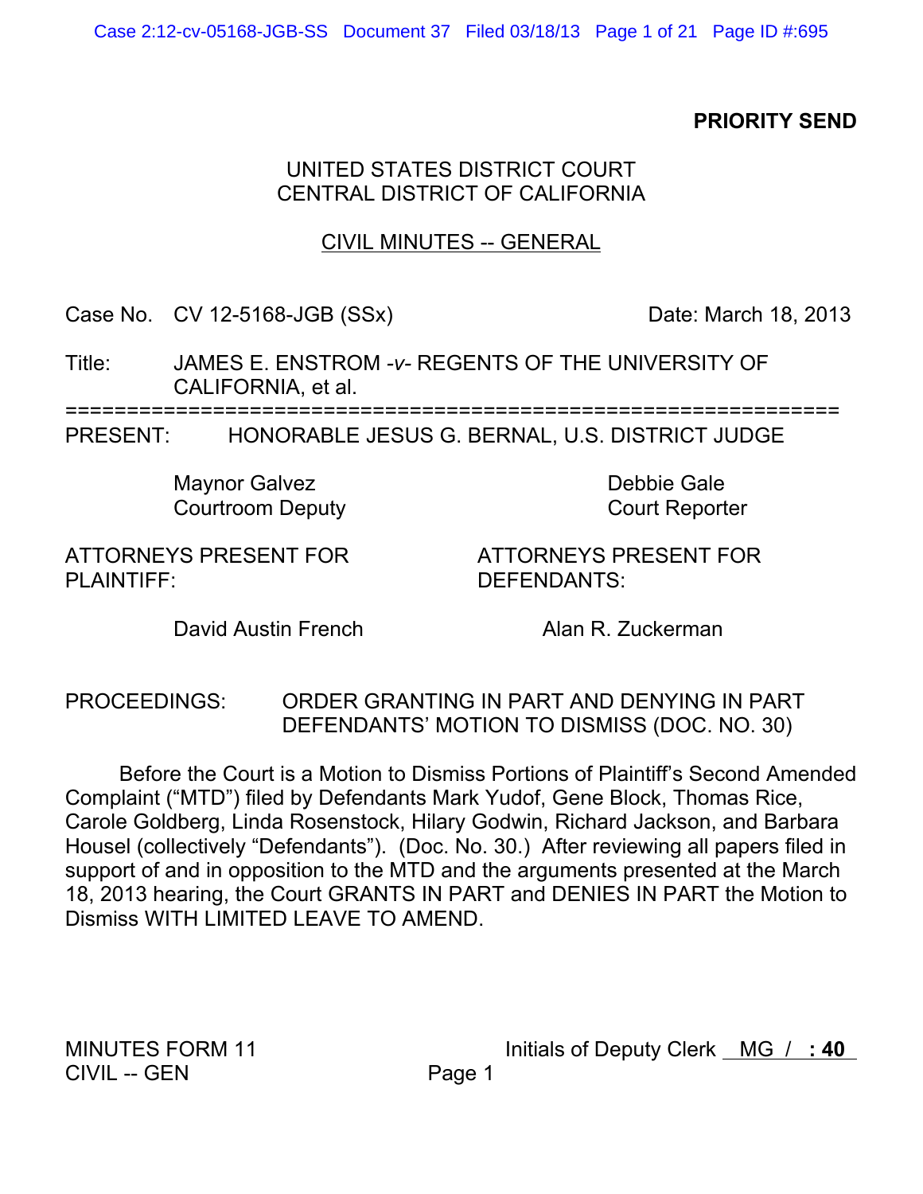**PRIORITY SEND**

UNITED STATES DISTRICT COURT
CENTRAL DISTRICT OF CALIFORNIA

CIVIL MINUTES -- GENERAL

Case No. CV 12-5168-JGB (SSx) Date: March 18, 2013

Title: JAMES E. ENSTROM *-v-* REGENTS OF THE UNIVERSITY OF CALIFORNIA, et al.

=================================================================

PRESENT: HONORABLE JESUS G. BERNAL, U.S. DISTRICT JUDGE

| | |
|---|---|
| Maynor Galvez<br>Courtroom Deputy | Debbie Gale<br>Court Reporter |

| ATTORNEYS PRESENT FOR PLAINTIFF: | ATTORNEYS PRESENT FOR DEFENDANTS: |
|---|---|
| David Austin French | Alan R. Zuckerman |

PROCEEDINGS: ORDER GRANTING IN PART AND DENYING IN PART DEFENDANTS' MOTION TO DISMISS (DOC. NO. 30)

Before the Court is a Motion to Dismiss Portions of Plaintiff's Second Amended Complaint ("MTD") filed by Defendants Mark Yudof, Gene Block, Thomas Rice, Carole Goldberg, Linda Rosenstock, Hilary Godwin, Richard Jackson, and Barbara Housel (collectively "Defendants"). (Doc. No. 30.) After reviewing all papers filed in support of and in opposition to the MTD and the arguments presented at the March 18, 2013 hearing, the Court GRANTS IN PART and DENIES IN PART the Motion to Dismiss WITH LIMITED LEAVE TO AMEND.

MINUTES FORM 11
CIVIL -- GEN

Initials of Deputy Clerk MG / : 40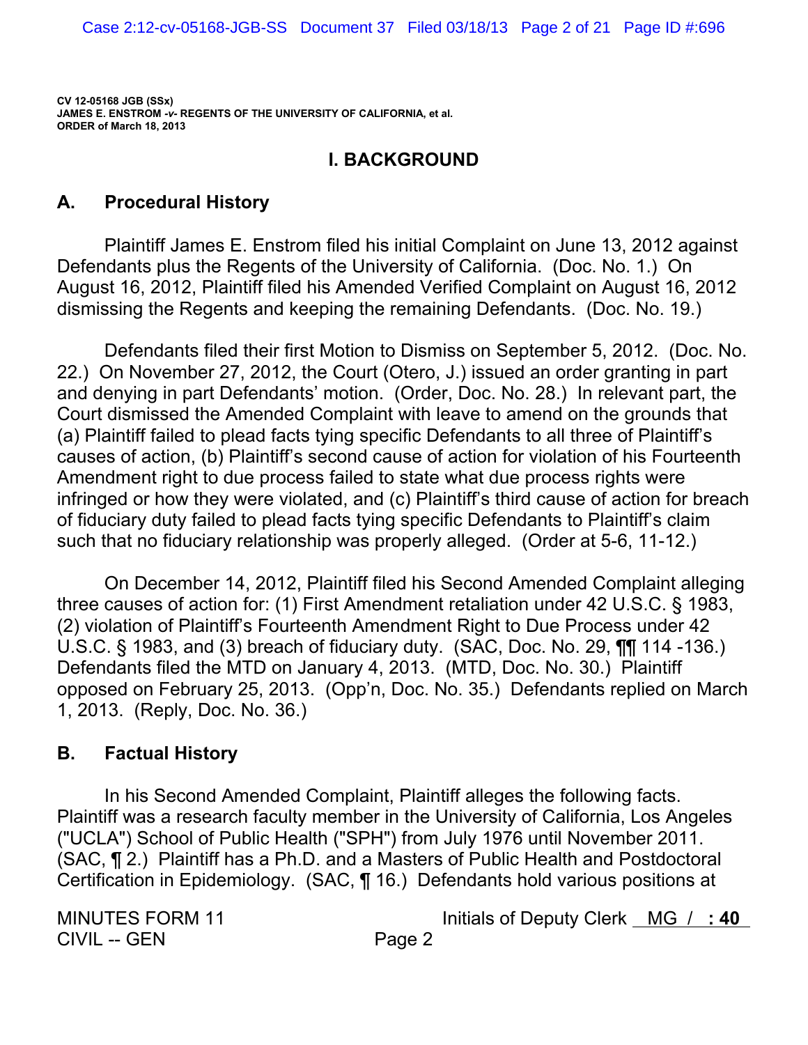CV 12-05168 JGB (SSx)
JAMES E. ENSTROM -v- REGENTS OF THE UNIVERSITY OF CALIFORNIA, et al.
ORDER of March 18, 2013

## I. BACKGROUND

### A. Procedural History

Plaintiff James E. Enstrom filed his initial Complaint on June 13, 2012 against Defendants plus the Regents of the University of California. (Doc. No. 1.) On August 16, 2012, Plaintiff filed his Amended Verified Complaint on August 16, 2012 dismissing the Regents and keeping the remaining Defendants. (Doc. No. 19.)

Defendants filed their first Motion to Dismiss on September 5, 2012. (Doc. No. 22.) On November 27, 2012, the Court (Otero, J.) issued an order granting in part and denying in part Defendants' motion. (Order, Doc. No. 28.) In relevant part, the Court dismissed the Amended Complaint with leave to amend on the grounds that (a) Plaintiff failed to plead facts tying specific Defendants to all three of Plaintiff's causes of action, (b) Plaintiff's second cause of action for violation of his Fourteenth Amendment right to due process failed to state what due process rights were infringed or how they were violated, and (c) Plaintiff's third cause of action for breach of fiduciary duty failed to plead facts tying specific Defendants to Plaintiff's claim such that no fiduciary relationship was properly alleged. (Order at 5-6, 11-12.)

On December 14, 2012, Plaintiff filed his Second Amended Complaint alleging three causes of action for: (1) First Amendment retaliation under 42 U.S.C. § 1983, (2) violation of Plaintiff's Fourteenth Amendment Right to Due Process under 42 U.S.C. § 1983, and (3) breach of fiduciary duty. (SAC, Doc. No. 29, ¶¶ 114 -136.) Defendants filed the MTD on January 4, 2013. (MTD, Doc. No. 30.) Plaintiff opposed on February 25, 2013. (Opp'n, Doc. No. 35.) Defendants replied on March 1, 2013. (Reply, Doc. No. 36.)

### B. Factual History

In his Second Amended Complaint, Plaintiff alleges the following facts. Plaintiff was a research faculty member in the University of California, Los Angeles ("UCLA") School of Public Health ("SPH") from July 1976 until November 2011. (SAC, ¶ 2.) Plaintiff has a Ph.D. and a Masters of Public Health and Postdoctoral Certification in Epidemiology. (SAC, ¶ 16.) Defendants hold various positions at

MINUTES FORM 11
CIVIL -- GEN

Initials of Deputy Clerk MG / : 40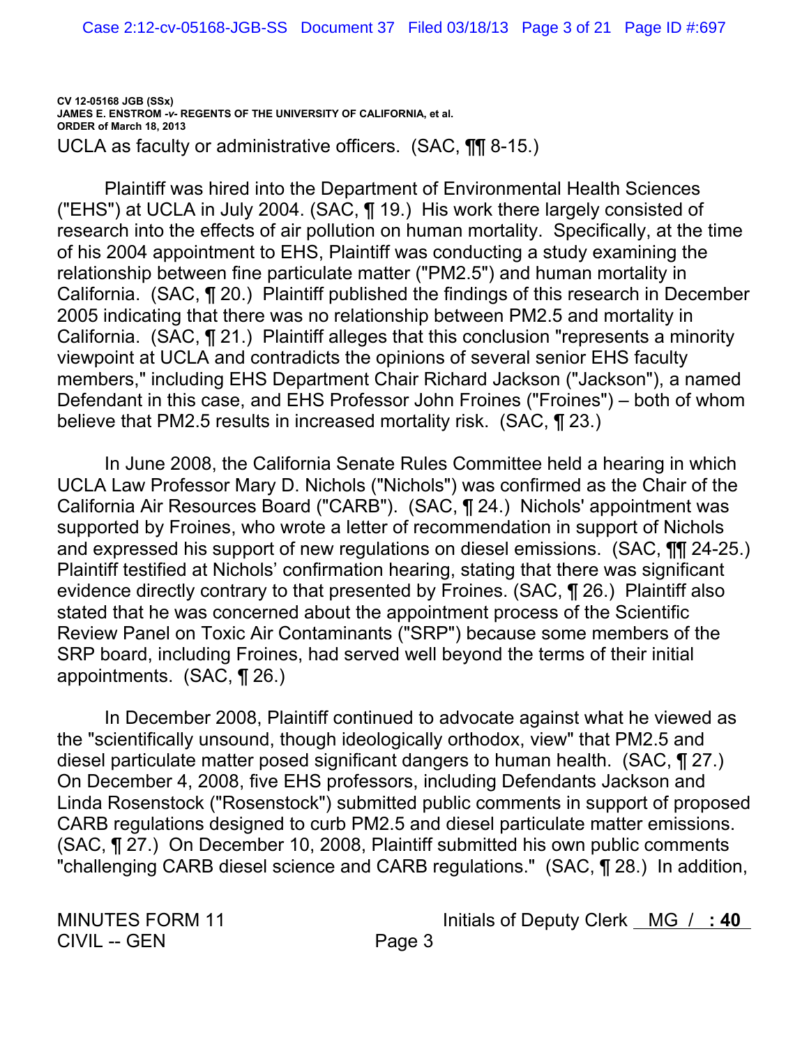UCLA as faculty or administrative officers. (SAC, ¶¶ 8-15.)

Plaintiff was hired into the Department of Environmental Health Sciences ("EHS") at UCLA in July 2004. (SAC, ¶ 19.) His work there largely consisted of research into the effects of air pollution on human mortality. Specifically, at the time of his 2004 appointment to EHS, Plaintiff was conducting a study examining the relationship between fine particulate matter ("PM2.5") and human mortality in California. (SAC, ¶ 20.) Plaintiff published the findings of this research in December 2005 indicating that there was no relationship between PM2.5 and mortality in California. (SAC, ¶ 21.) Plaintiff alleges that this conclusion "represents a minority viewpoint at UCLA and contradicts the opinions of several senior EHS faculty members," including EHS Department Chair Richard Jackson ("Jackson"), a named Defendant in this case, and EHS Professor John Froines ("Froines") – both of whom believe that PM2.5 results in increased mortality risk. (SAC, ¶ 23.)

In June 2008, the California Senate Rules Committee held a hearing in which UCLA Law Professor Mary D. Nichols ("Nichols") was confirmed as the Chair of the California Air Resources Board ("CARB"). (SAC, ¶ 24.) Nichols' appointment was supported by Froines, who wrote a letter of recommendation in support of Nichols and expressed his support of new regulations on diesel emissions. (SAC, ¶¶ 24-25.) Plaintiff testified at Nichols' confirmation hearing, stating that there was significant evidence directly contrary to that presented by Froines. (SAC, ¶ 26.) Plaintiff also stated that he was concerned about the appointment process of the Scientific Review Panel on Toxic Air Contaminants ("SRP") because some members of the SRP board, including Froines, had served well beyond the terms of their initial appointments. (SAC, ¶ 26.)

In December 2008, Plaintiff continued to advocate against what he viewed as the "scientifically unsound, though ideologically orthodox, view" that PM2.5 and diesel particulate matter posed significant dangers to human health. (SAC, ¶ 27.) On December 4, 2008, five EHS professors, including Defendants Jackson and Linda Rosenstock ("Rosenstock") submitted public comments in support of proposed CARB regulations designed to curb PM2.5 and diesel particulate matter emissions. (SAC, ¶ 27.) On December 10, 2008, Plaintiff submitted his own public comments "challenging CARB diesel science and CARB regulations." (SAC, ¶ 28.) In addition,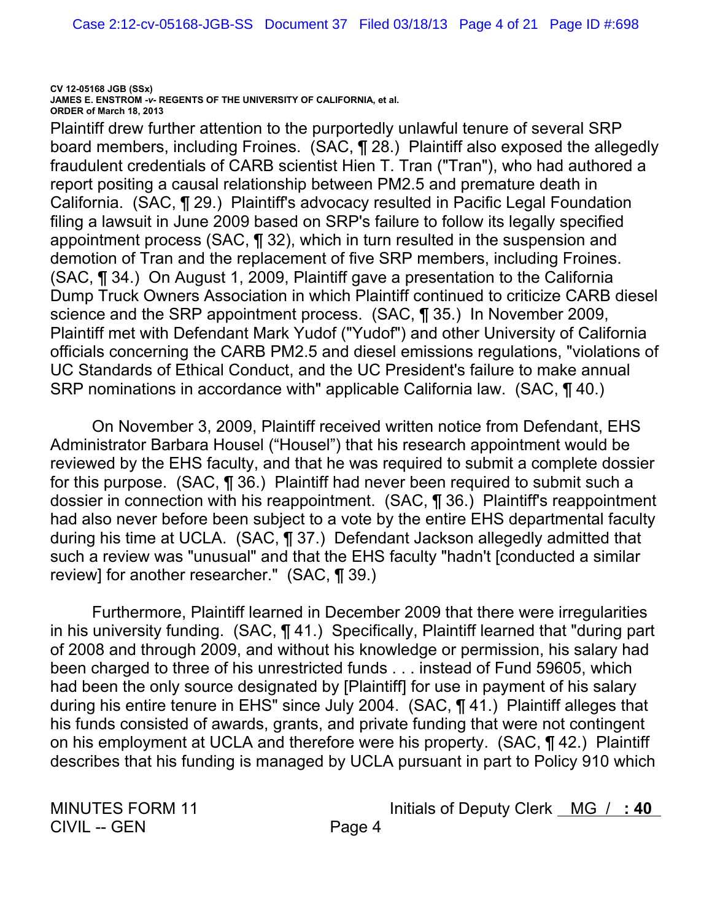Plaintiff drew further attention to the purportedly unlawful tenure of several SRP board members, including Froines. (SAC, ¶ 28.) Plaintiff also exposed the allegedly fraudulent credentials of CARB scientist Hien T. Tran ("Tran"), who had authored a report positing a causal relationship between PM2.5 and premature death in California. (SAC, ¶ 29.) Plaintiff's advocacy resulted in Pacific Legal Foundation filing a lawsuit in June 2009 based on SRP's failure to follow its legally specified appointment process (SAC, ¶ 32), which in turn resulted in the suspension and demotion of Tran and the replacement of five SRP members, including Froines. (SAC, ¶ 34.) On August 1, 2009, Plaintiff gave a presentation to the California Dump Truck Owners Association in which Plaintiff continued to criticize CARB diesel science and the SRP appointment process. (SAC, ¶ 35.) In November 2009, Plaintiff met with Defendant Mark Yudof ("Yudof") and other University of California officials concerning the CARB PM2.5 and diesel emissions regulations, "violations of UC Standards of Ethical Conduct, and the UC President's failure to make annual SRP nominations in accordance with" applicable California law. (SAC, ¶ 40.)

On November 3, 2009, Plaintiff received written notice from Defendant, EHS Administrator Barbara Housel ("Housel") that his research appointment would be reviewed by the EHS faculty, and that he was required to submit a complete dossier for this purpose. (SAC, ¶ 36.) Plaintiff had never been required to submit such a dossier in connection with his reappointment. (SAC, ¶ 36.) Plaintiff's reappointment had also never before been subject to a vote by the entire EHS departmental faculty during his time at UCLA. (SAC, ¶ 37.) Defendant Jackson allegedly admitted that such a review was "unusual" and that the EHS faculty "hadn't [conducted a similar review] for another researcher." (SAC, ¶ 39.)

Furthermore, Plaintiff learned in December 2009 that there were irregularities in his university funding. (SAC, ¶ 41.) Specifically, Plaintiff learned that "during part of 2008 and through 2009, and without his knowledge or permission, his salary had been charged to three of his unrestricted funds . . . instead of Fund 59605, which had been the only source designated by [Plaintiff] for use in payment of his salary during his entire tenure in EHS" since July 2004. (SAC, ¶ 41.) Plaintiff alleges that his funds consisted of awards, grants, and private funding that were not contingent on his employment at UCLA and therefore were his property. (SAC, ¶ 42.) Plaintiff describes that his funding is managed by UCLA pursuant in part to Policy 910 which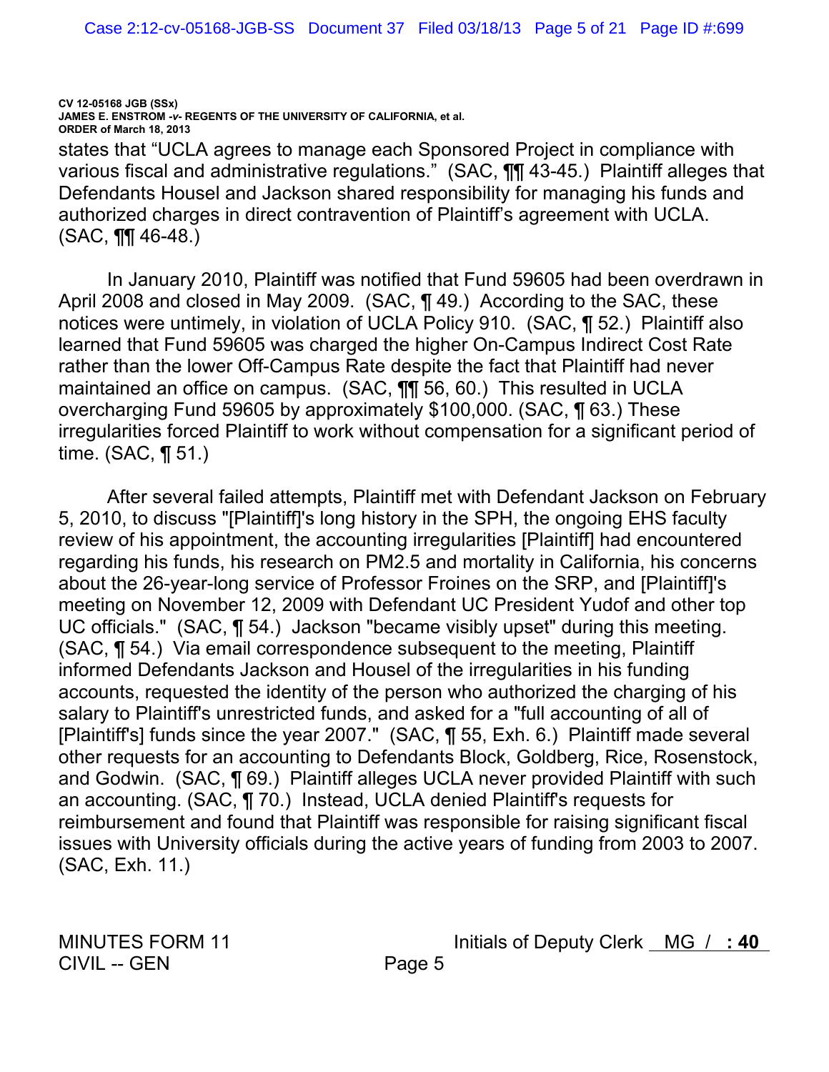states that "UCLA agrees to manage each Sponsored Project in compliance with various fiscal and administrative regulations." (SAC, ¶¶ 43-45.) Plaintiff alleges that Defendants Housel and Jackson shared responsibility for managing his funds and authorized charges in direct contravention of Plaintiff's agreement with UCLA. (SAC, ¶¶ 46-48.)

In January 2010, Plaintiff was notified that Fund 59605 had been overdrawn in April 2008 and closed in May 2009. (SAC, ¶ 49.) According to the SAC, these notices were untimely, in violation of UCLA Policy 910. (SAC, ¶ 52.) Plaintiff also learned that Fund 59605 was charged the higher On-Campus Indirect Cost Rate rather than the lower Off-Campus Rate despite the fact that Plaintiff had never maintained an office on campus. (SAC, ¶¶ 56, 60.) This resulted in UCLA overcharging Fund 59605 by approximately $100,000. (SAC, ¶ 63.) These irregularities forced Plaintiff to work without compensation for a significant period of time. (SAC, ¶ 51.)

After several failed attempts, Plaintiff met with Defendant Jackson on February 5, 2010, to discuss "[Plaintiff]'s long history in the SPH, the ongoing EHS faculty review of his appointment, the accounting irregularities [Plaintiff] had encountered regarding his funds, his research on PM2.5 and mortality in California, his concerns about the 26-year-long service of Professor Froines on the SRP, and [Plaintiff]'s meeting on November 12, 2009 with Defendant UC President Yudof and other top UC officials." (SAC, ¶ 54.) Jackson "became visibly upset" during this meeting. (SAC, ¶ 54.) Via email correspondence subsequent to the meeting, Plaintiff informed Defendants Jackson and Housel of the irregularities in his funding accounts, requested the identity of the person who authorized the charging of his salary to Plaintiff's unrestricted funds, and asked for a "full accounting of all of [Plaintiff's] funds since the year 2007." (SAC, ¶ 55, Exh. 6.) Plaintiff made several other requests for an accounting to Defendants Block, Goldberg, Rice, Rosenstock, and Godwin. (SAC, ¶ 69.) Plaintiff alleges UCLA never provided Plaintiff with such an accounting. (SAC, ¶ 70.) Instead, UCLA denied Plaintiff's requests for reimbursement and found that Plaintiff was responsible for raising significant fiscal issues with University officials during the active years of funding from 2003 to 2007. (SAC, Exh. 11.)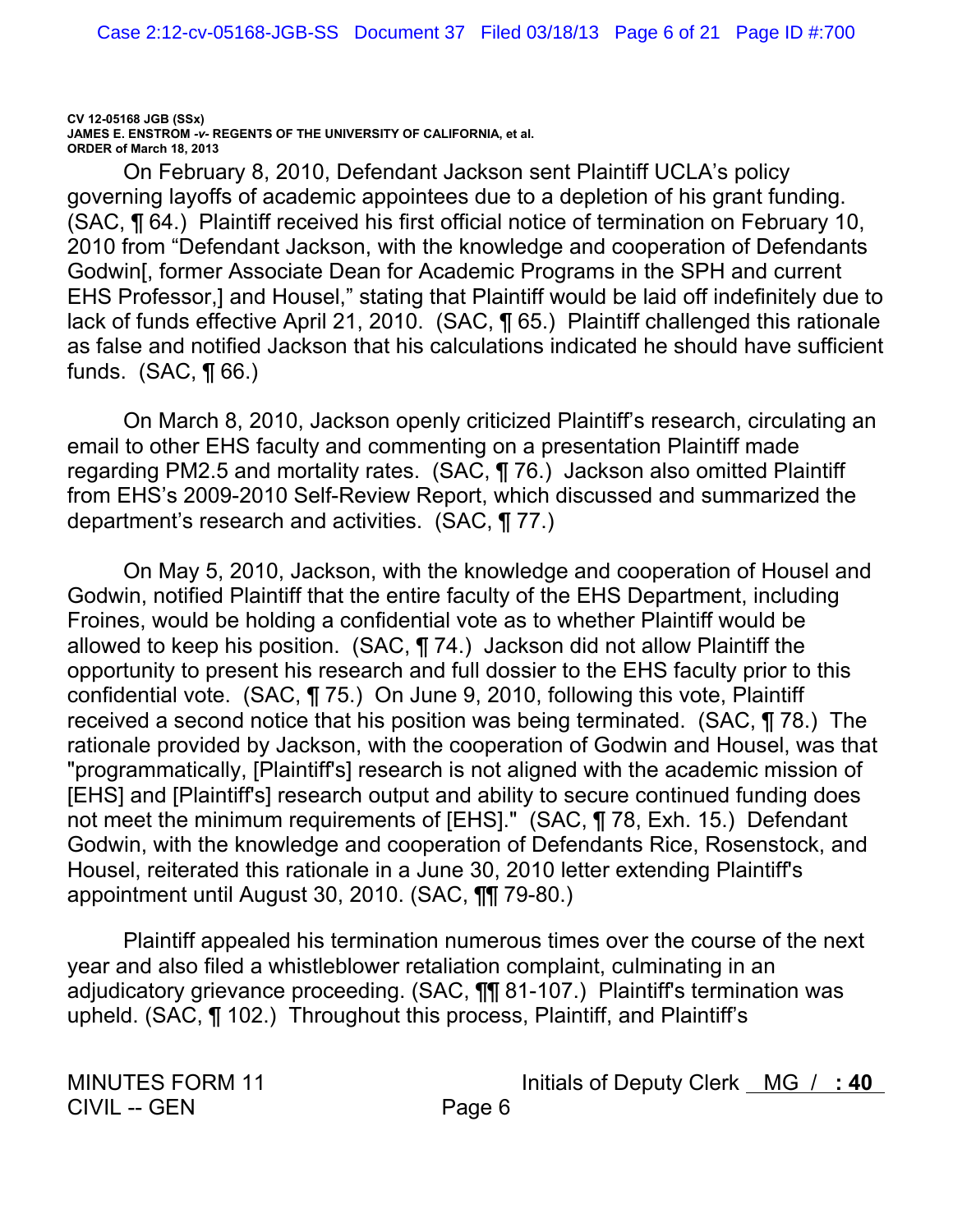On February 8, 2010, Defendant Jackson sent Plaintiff UCLA's policy governing layoffs of academic appointees due to a depletion of his grant funding. (SAC, ¶ 64.) Plaintiff received his first official notice of termination on February 10, 2010 from "Defendant Jackson, with the knowledge and cooperation of Defendants Godwin[, former Associate Dean for Academic Programs in the SPH and current EHS Professor,] and Housel," stating that Plaintiff would be laid off indefinitely due to lack of funds effective April 21, 2010. (SAC, ¶ 65.) Plaintiff challenged this rationale as false and notified Jackson that his calculations indicated he should have sufficient funds. (SAC, ¶ 66.)

On March 8, 2010, Jackson openly criticized Plaintiff's research, circulating an email to other EHS faculty and commenting on a presentation Plaintiff made regarding PM2.5 and mortality rates. (SAC, ¶ 76.) Jackson also omitted Plaintiff from EHS's 2009-2010 Self-Review Report, which discussed and summarized the department's research and activities. (SAC, ¶ 77.)

On May 5, 2010, Jackson, with the knowledge and cooperation of Housel and Godwin, notified Plaintiff that the entire faculty of the EHS Department, including Froines, would be holding a confidential vote as to whether Plaintiff would be allowed to keep his position. (SAC, ¶ 74.) Jackson did not allow Plaintiff the opportunity to present his research and full dossier to the EHS faculty prior to this confidential vote. (SAC, ¶ 75.) On June 9, 2010, following this vote, Plaintiff received a second notice that his position was being terminated. (SAC, ¶ 78.) The rationale provided by Jackson, with the cooperation of Godwin and Housel, was that "programmatically, [Plaintiff's] research is not aligned with the academic mission of [EHS] and [Plaintiff's] research output and ability to secure continued funding does not meet the minimum requirements of [EHS]." (SAC, ¶ 78, Exh. 15.) Defendant Godwin, with the knowledge and cooperation of Defendants Rice, Rosenstock, and Housel, reiterated this rationale in a June 30, 2010 letter extending Plaintiff's appointment until August 30, 2010. (SAC, ¶¶ 79-80.)

Plaintiff appealed his termination numerous times over the course of the next year and also filed a whistleblower retaliation complaint, culminating in an adjudicatory grievance proceeding. (SAC, ¶¶ 81-107.) Plaintiff's termination was upheld. (SAC, ¶ 102.) Throughout this process, Plaintiff, and Plaintiff's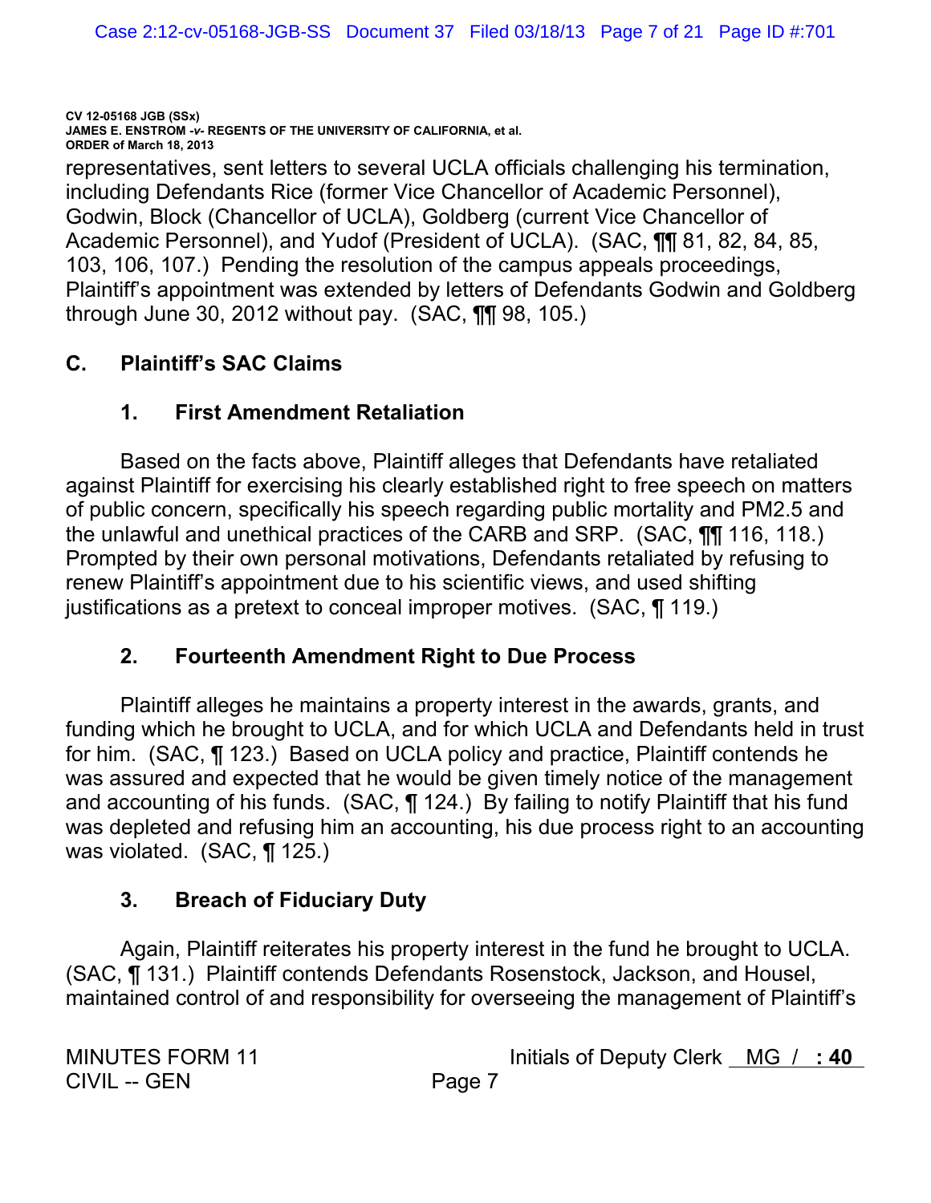representatives, sent letters to several UCLA officials challenging his termination, including Defendants Rice (former Vice Chancellor of Academic Personnel), Godwin, Block (Chancellor of UCLA), Goldberg (current Vice Chancellor of Academic Personnel), and Yudof (President of UCLA). (SAC, ¶¶ 81, 82, 84, 85, 103, 106, 107.) Pending the resolution of the campus appeals proceedings, Plaintiff's appointment was extended by letters of Defendants Godwin and Goldberg through June 30, 2012 without pay. (SAC, ¶¶ 98, 105.)

## C. Plaintiff's SAC Claims

### 1. First Amendment Retaliation

Based on the facts above, Plaintiff alleges that Defendants have retaliated against Plaintiff for exercising his clearly established right to free speech on matters of public concern, specifically his speech regarding public mortality and PM2.5 and the unlawful and unethical practices of the CARB and SRP. (SAC, ¶¶ 116, 118.) Prompted by their own personal motivations, Defendants retaliated by refusing to renew Plaintiff's appointment due to his scientific views, and used shifting justifications as a pretext to conceal improper motives. (SAC, ¶ 119.)

### 2. Fourteenth Amendment Right to Due Process

Plaintiff alleges he maintains a property interest in the awards, grants, and funding which he brought to UCLA, and for which UCLA and Defendants held in trust for him. (SAC, ¶ 123.) Based on UCLA policy and practice, Plaintiff contends he was assured and expected that he would be given timely notice of the management and accounting of his funds. (SAC, ¶ 124.) By failing to notify Plaintiff that his fund was depleted and refusing him an accounting, his due process right to an accounting was violated. (SAC, ¶ 125.)

### 3. Breach of Fiduciary Duty

Again, Plaintiff reiterates his property interest in the fund he brought to UCLA. (SAC, ¶ 131.) Plaintiff contends Defendants Rosenstock, Jackson, and Housel, maintained control of and responsibility for overseeing the management of Plaintiff's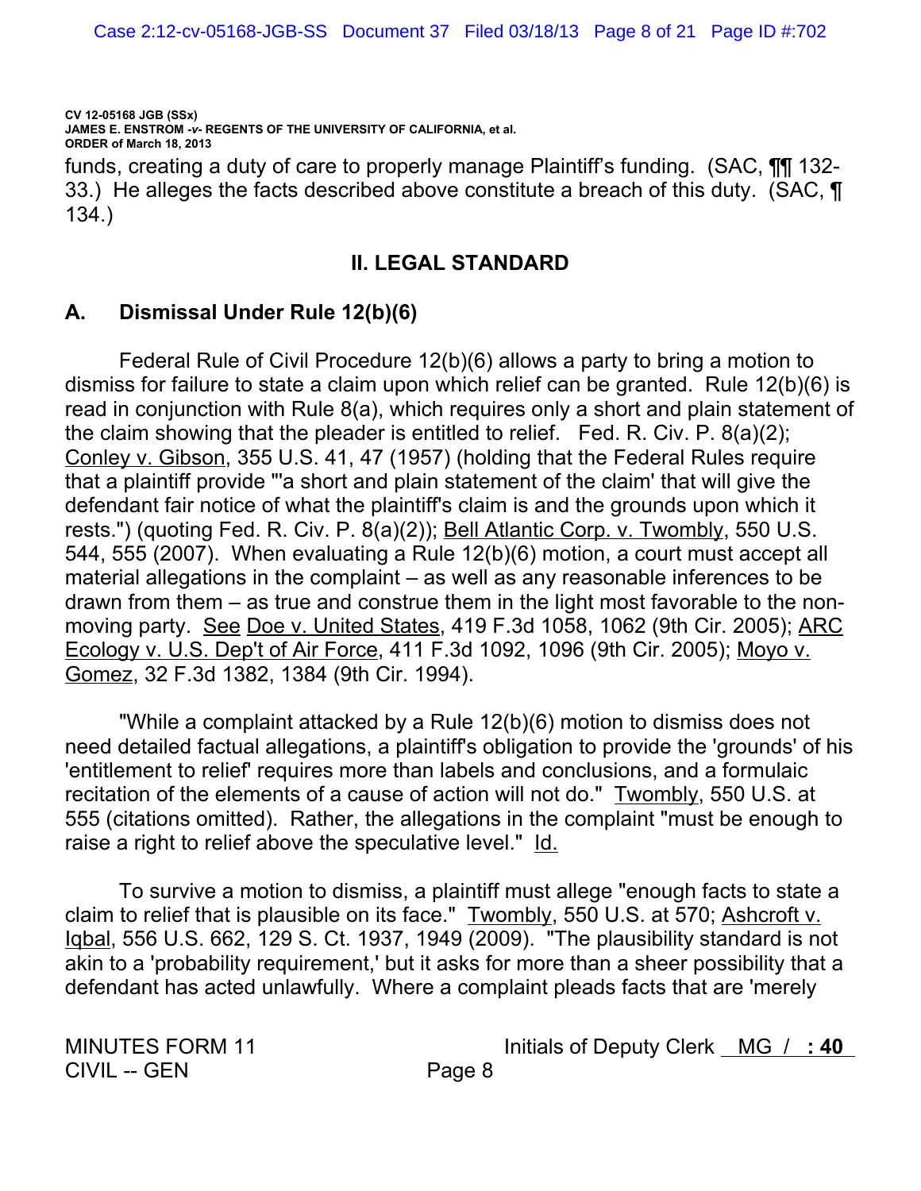funds, creating a duty of care to properly manage Plaintiff's funding. (SAC, ¶¶ 132-33.) He alleges the facts described above constitute a breach of this duty. (SAC, ¶ 134.)

## II. LEGAL STANDARD

### A. Dismissal Under Rule 12(b)(6)

Federal Rule of Civil Procedure 12(b)(6) allows a party to bring a motion to dismiss for failure to state a claim upon which relief can be granted. Rule 12(b)(6) is read in conjunction with Rule 8(a), which requires only a short and plain statement of the claim showing that the pleader is entitled to relief. Fed. R. Civ. P. 8(a)(2); Conley v. Gibson, 355 U.S. 41, 47 (1957) (holding that the Federal Rules require that a plaintiff provide "'a short and plain statement of the claim' that will give the defendant fair notice of what the plaintiff's claim is and the grounds upon which it rests.") (quoting Fed. R. Civ. P. 8(a)(2)); Bell Atlantic Corp. v. Twombly, 550 U.S. 544, 555 (2007). When evaluating a Rule 12(b)(6) motion, a court must accept all material allegations in the complaint – as well as any reasonable inferences to be drawn from them – as true and construe them in the light most favorable to the non-moving party. See Doe v. United States, 419 F.3d 1058, 1062 (9th Cir. 2005); ARC Ecology v. U.S. Dep't of Air Force, 411 F.3d 1092, 1096 (9th Cir. 2005); Moyo v. Gomez, 32 F.3d 1382, 1384 (9th Cir. 1994).

"While a complaint attacked by a Rule 12(b)(6) motion to dismiss does not need detailed factual allegations, a plaintiff's obligation to provide the 'grounds' of his 'entitlement to relief' requires more than labels and conclusions, and a formulaic recitation of the elements of a cause of action will not do." Twombly, 550 U.S. at 555 (citations omitted). Rather, the allegations in the complaint "must be enough to raise a right to relief above the speculative level." Id.

To survive a motion to dismiss, a plaintiff must allege "enough facts to state a claim to relief that is plausible on its face." Twombly, 550 U.S. at 570; Ashcroft v. Iqbal, 556 U.S. 662, 129 S. Ct. 1937, 1949 (2009). "The plausibility standard is not akin to a 'probability requirement,' but it asks for more than a sheer possibility that a defendant has acted unlawfully. Where a complaint pleads facts that are 'merely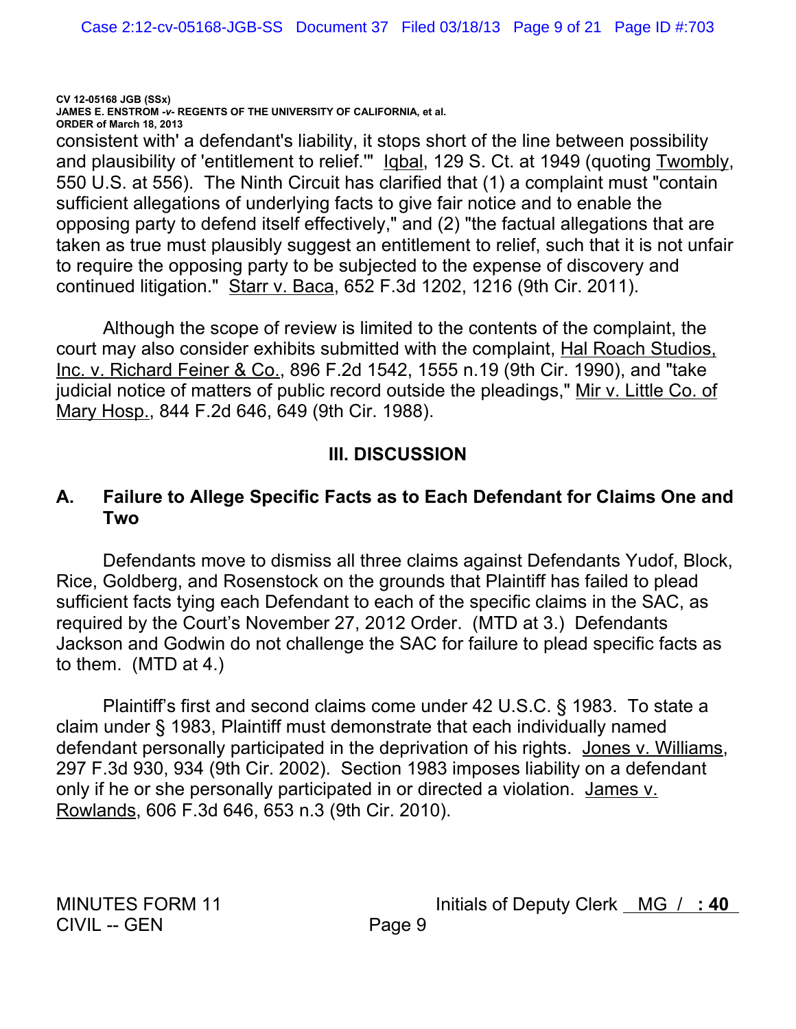consistent with' a defendant's liability, it stops short of the line between possibility and plausibility of 'entitlement to relief.'" Iqbal, 129 S. Ct. at 1949 (quoting Twombly, 550 U.S. at 556). The Ninth Circuit has clarified that (1) a complaint must "contain sufficient allegations of underlying facts to give fair notice and to enable the opposing party to defend itself effectively," and (2) "the factual allegations that are taken as true must plausibly suggest an entitlement to relief, such that it is not unfair to require the opposing party to be subjected to the expense of discovery and continued litigation." Starr v. Baca, 652 F.3d 1202, 1216 (9th Cir. 2011).

Although the scope of review is limited to the contents of the complaint, the court may also consider exhibits submitted with the complaint, Hal Roach Studios, Inc. v. Richard Feiner & Co., 896 F.2d 1542, 1555 n.19 (9th Cir. 1990), and "take judicial notice of matters of public record outside the pleadings," Mir v. Little Co. of Mary Hosp., 844 F.2d 646, 649 (9th Cir. 1988).

## III. DISCUSSION

### A. Failure to Allege Specific Facts as to Each Defendant for Claims One and Two

Defendants move to dismiss all three claims against Defendants Yudof, Block, Rice, Goldberg, and Rosenstock on the grounds that Plaintiff has failed to plead sufficient facts tying each Defendant to each of the specific claims in the SAC, as required by the Court's November 27, 2012 Order. (MTD at 3.) Defendants Jackson and Godwin do not challenge the SAC for failure to plead specific facts as to them. (MTD at 4.)

Plaintiff's first and second claims come under 42 U.S.C. § 1983. To state a claim under § 1983, Plaintiff must demonstrate that each individually named defendant personally participated in the deprivation of his rights. Jones v. Williams, 297 F.3d 930, 934 (9th Cir. 2002). Section 1983 imposes liability on a defendant only if he or she personally participated in or directed a violation. James v. Rowlands, 606 F.3d 646, 653 n.3 (9th Cir. 2010).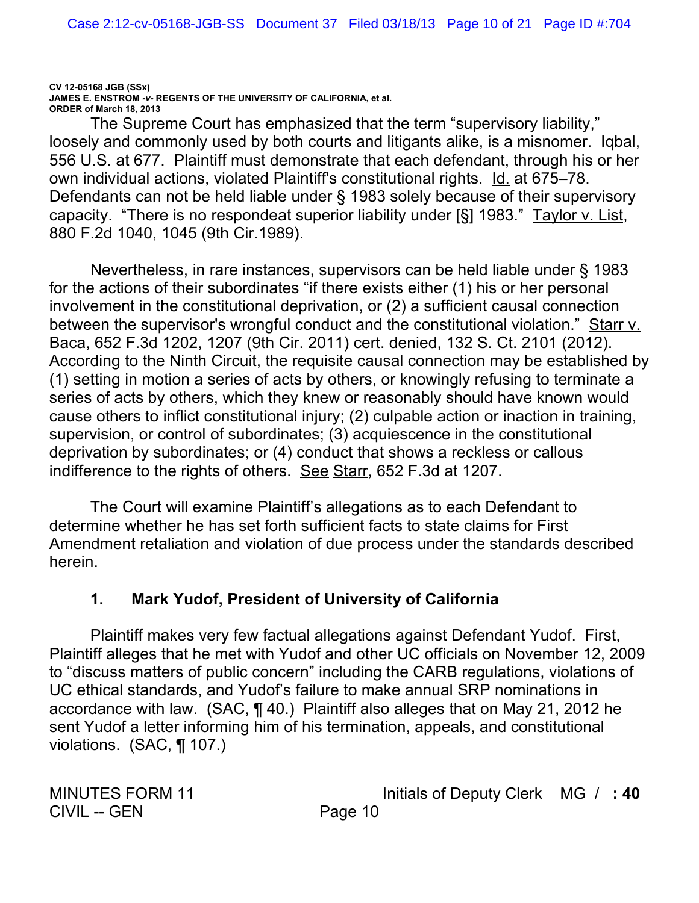The Supreme Court has emphasized that the term "supervisory liability," loosely and commonly used by both courts and litigants alike, is a misnomer. Iqbal, 556 U.S. at 677. Plaintiff must demonstrate that each defendant, through his or her own individual actions, violated Plaintiff's constitutional rights. Id. at 675–78. Defendants can not be held liable under § 1983 solely because of their supervisory capacity. "There is no respondeat superior liability under [§] 1983." Taylor v. List, 880 F.2d 1040, 1045 (9th Cir.1989).

Nevertheless, in rare instances, supervisors can be held liable under § 1983 for the actions of their subordinates "if there exists either (1) his or her personal involvement in the constitutional deprivation, or (2) a sufficient causal connection between the supervisor's wrongful conduct and the constitutional violation." Starr v. Baca, 652 F.3d 1202, 1207 (9th Cir. 2011) cert. denied, 132 S. Ct. 2101 (2012). According to the Ninth Circuit, the requisite causal connection may be established by (1) setting in motion a series of acts by others, or knowingly refusing to terminate a series of acts by others, which they knew or reasonably should have known would cause others to inflict constitutional injury; (2) culpable action or inaction in training, supervision, or control of subordinates; (3) acquiescence in the constitutional deprivation by subordinates; or (4) conduct that shows a reckless or callous indifference to the rights of others. See Starr, 652 F.3d at 1207.

The Court will examine Plaintiff's allegations as to each Defendant to determine whether he has set forth sufficient facts to state claims for First Amendment retaliation and violation of due process under the standards described herein.

### 1. Mark Yudof, President of University of California

Plaintiff makes very few factual allegations against Defendant Yudof. First, Plaintiff alleges that he met with Yudof and other UC officials on November 12, 2009 to "discuss matters of public concern" including the CARB regulations, violations of UC ethical standards, and Yudof's failure to make annual SRP nominations in accordance with law. (SAC, ¶ 40.) Plaintiff also alleges that on May 21, 2012 he sent Yudof a letter informing him of his termination, appeals, and constitutional violations. (SAC, ¶ 107.)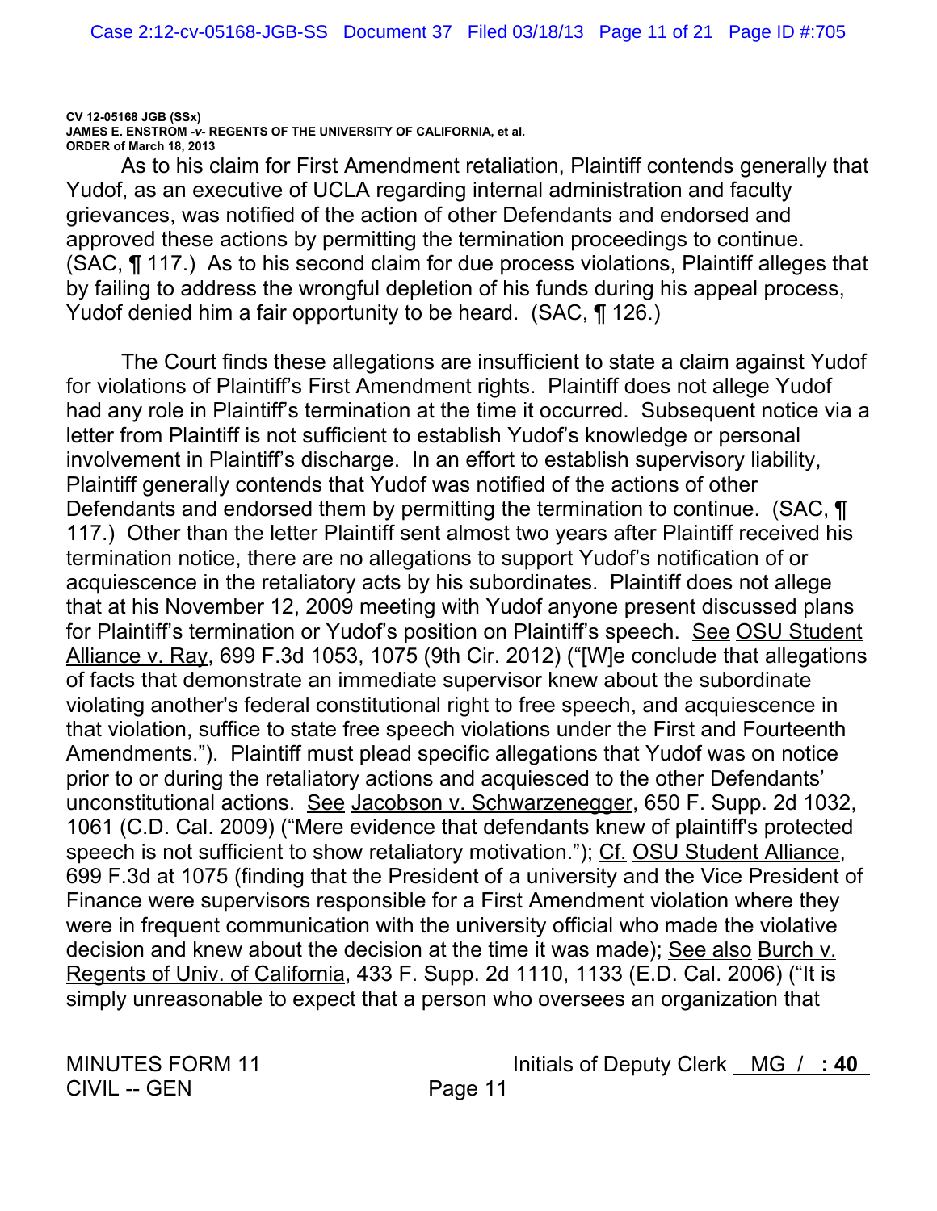As to his claim for First Amendment retaliation, Plaintiff contends generally that Yudof, as an executive of UCLA regarding internal administration and faculty grievances, was notified of the action of other Defendants and endorsed and approved these actions by permitting the termination proceedings to continue. (SAC, ¶ 117.) As to his second claim for due process violations, Plaintiff alleges that by failing to address the wrongful depletion of his funds during his appeal process, Yudof denied him a fair opportunity to be heard. (SAC, ¶ 126.)

The Court finds these allegations are insufficient to state a claim against Yudof for violations of Plaintiff's First Amendment rights. Plaintiff does not allege Yudof had any role in Plaintiff's termination at the time it occurred. Subsequent notice via a letter from Plaintiff is not sufficient to establish Yudof's knowledge or personal involvement in Plaintiff's discharge. In an effort to establish supervisory liability, Plaintiff generally contends that Yudof was notified of the actions of other Defendants and endorsed them by permitting the termination to continue. (SAC, ¶ 117.) Other than the letter Plaintiff sent almost two years after Plaintiff received his termination notice, there are no allegations to support Yudof's notification of or acquiescence in the retaliatory acts by his subordinates. Plaintiff does not allege that at his November 12, 2009 meeting with Yudof anyone present discussed plans for Plaintiff's termination or Yudof's position on Plaintiff's speech. See OSU Student Alliance v. Ray, 699 F.3d 1053, 1075 (9th Cir. 2012) ("[W]e conclude that allegations of facts that demonstrate an immediate supervisor knew about the subordinate violating another's federal constitutional right to free speech, and acquiescence in that violation, suffice to state free speech violations under the First and Fourteenth Amendments."). Plaintiff must plead specific allegations that Yudof was on notice prior to or during the retaliatory actions and acquiesced to the other Defendants' unconstitutional actions. See Jacobson v. Schwarzenegger, 650 F. Supp. 2d 1032, 1061 (C.D. Cal. 2009) ("Mere evidence that defendants knew of plaintiff's protected speech is not sufficient to show retaliatory motivation."); Cf. OSU Student Alliance, 699 F.3d at 1075 (finding that the President of a university and the Vice President of Finance were supervisors responsible for a First Amendment violation where they were in frequent communication with the university official who made the violative decision and knew about the decision at the time it was made); See also Burch v. Regents of Univ. of California, 433 F. Supp. 2d 1110, 1133 (E.D. Cal. 2006) ("It is simply unreasonable to expect that a person who oversees an organization that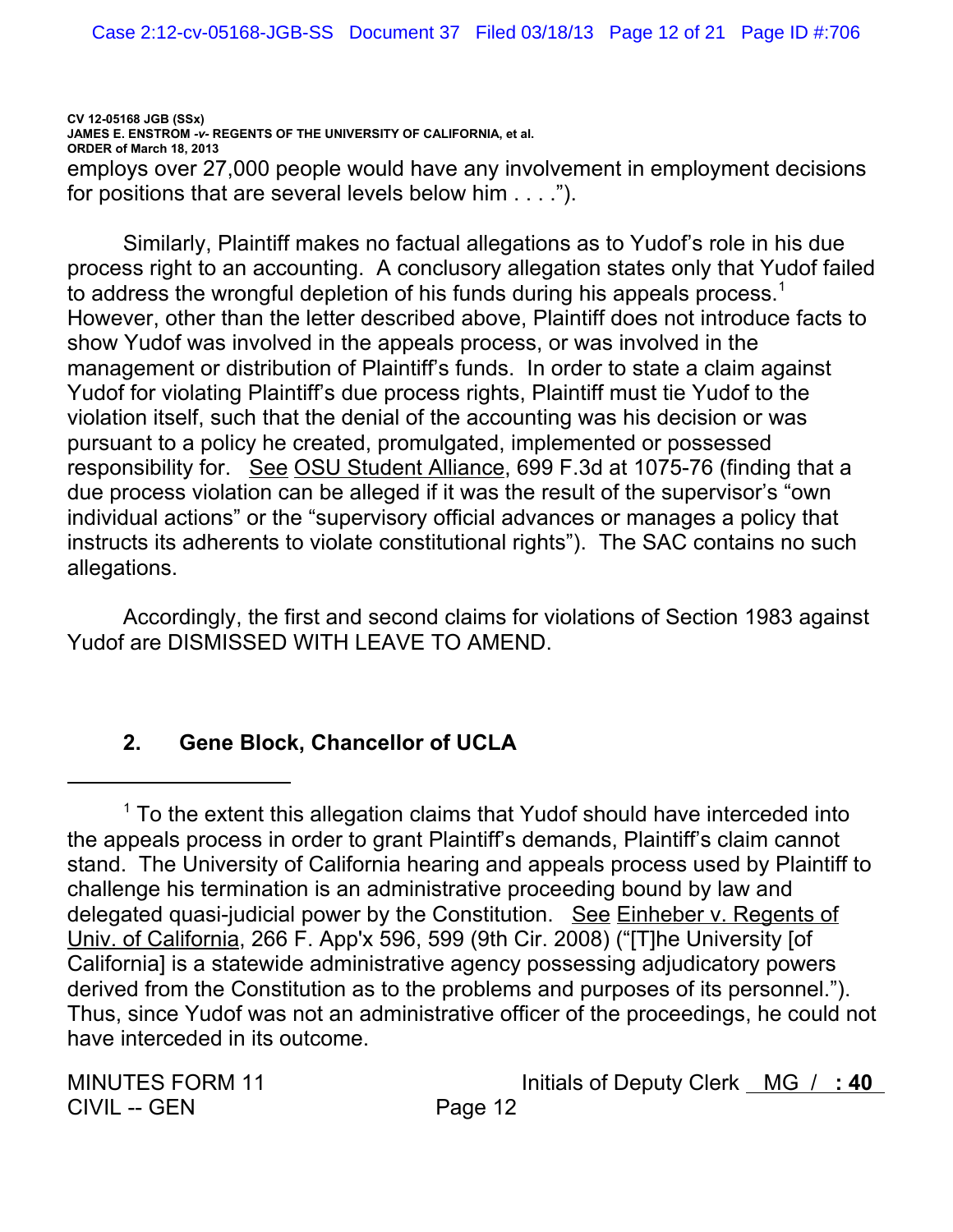employs over 27,000 people would have any involvement in employment decisions for positions that are several levels below him . . . .").

Similarly, Plaintiff makes no factual allegations as to Yudof's role in his due process right to an accounting. A conclusory allegation states only that Yudof failed to address the wrongful depletion of his funds during his appeals process.[1] However, other than the letter described above, Plaintiff does not introduce facts to show Yudof was involved in the appeals process, or was involved in the management or distribution of Plaintiff's funds. In order to state a claim against Yudof for violating Plaintiff's due process rights, Plaintiff must tie Yudof to the violation itself, such that the denial of the accounting was his decision or was pursuant to a policy he created, promulgated, implemented or possessed responsibility for. See OSU Student Alliance, 699 F.3d at 1075-76 (finding that a due process violation can be alleged if it was the result of the supervisor's "own individual actions" or the "supervisory official advances or manages a policy that instructs its adherents to violate constitutional rights"). The SAC contains no such allegations.

Accordingly, the first and second claims for violations of Section 1983 against Yudof are DISMISSED WITH LEAVE TO AMEND.

### 2. Gene Block, Chancellor of UCLA

---

[1] To the extent this allegation claims that Yudof should have interceded into the appeals process in order to grant Plaintiff's demands, Plaintiff's claim cannot stand. The University of California hearing and appeals process used by Plaintiff to challenge his termination is an administrative proceeding bound by law and delegated quasi-judicial power by the Constitution. See Einheber v. Regents of Univ. of California, 266 F. App'x 596, 599 (9th Cir. 2008) ("[T]he University [of California] is a statewide administrative agency possessing adjudicatory powers derived from the Constitution as to the problems and purposes of its personnel."). Thus, since Yudof was not an administrative officer of the proceedings, he could not have interceded in its outcome.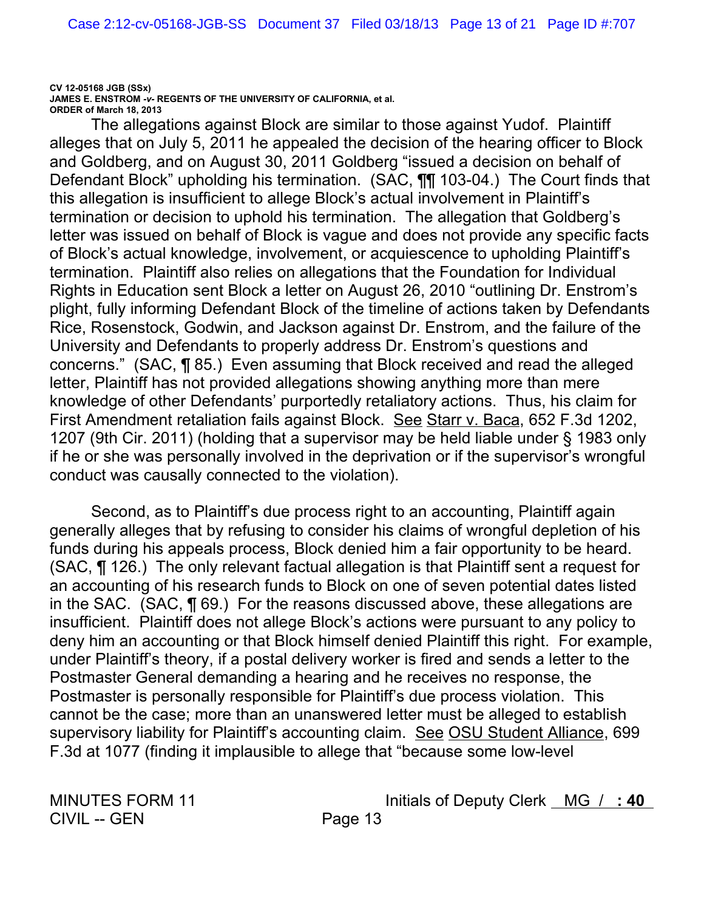The allegations against Block are similar to those against Yudof. Plaintiff alleges that on July 5, 2011 he appealed the decision of the hearing officer to Block and Goldberg, and on August 30, 2011 Goldberg "issued a decision on behalf of Defendant Block" upholding his termination. (SAC, ¶¶ 103-04.) The Court finds that this allegation is insufficient to allege Block's actual involvement in Plaintiff's termination or decision to uphold his termination. The allegation that Goldberg's letter was issued on behalf of Block is vague and does not provide any specific facts of Block's actual knowledge, involvement, or acquiescence to upholding Plaintiff's termination. Plaintiff also relies on allegations that the Foundation for Individual Rights in Education sent Block a letter on August 26, 2010 "outlining Dr. Enstrom's plight, fully informing Defendant Block of the timeline of actions taken by Defendants Rice, Rosenstock, Godwin, and Jackson against Dr. Enstrom, and the failure of the University and Defendants to properly address Dr. Enstrom's questions and concerns." (SAC, ¶ 85.) Even assuming that Block received and read the alleged letter, Plaintiff has not provided allegations showing anything more than mere knowledge of other Defendants' purportedly retaliatory actions. Thus, his claim for First Amendment retaliation fails against Block. See Starr v. Baca, 652 F.3d 1202, 1207 (9th Cir. 2011) (holding that a supervisor may be held liable under § 1983 only if he or she was personally involved in the deprivation or if the supervisor's wrongful conduct was causally connected to the violation).

Second, as to Plaintiff's due process right to an accounting, Plaintiff again generally alleges that by refusing to consider his claims of wrongful depletion of his funds during his appeals process, Block denied him a fair opportunity to be heard. (SAC, ¶ 126.) The only relevant factual allegation is that Plaintiff sent a request for an accounting of his research funds to Block on one of seven potential dates listed in the SAC. (SAC, ¶ 69.) For the reasons discussed above, these allegations are insufficient. Plaintiff does not allege Block's actions were pursuant to any policy to deny him an accounting or that Block himself denied Plaintiff this right. For example, under Plaintiff's theory, if a postal delivery worker is fired and sends a letter to the Postmaster General demanding a hearing and he receives no response, the Postmaster is personally responsible for Plaintiff's due process violation. This cannot be the case; more than an unanswered letter must be alleged to establish supervisory liability for Plaintiff's accounting claim. See OSU Student Alliance, 699 F.3d at 1077 (finding it implausible to allege that "because some low-level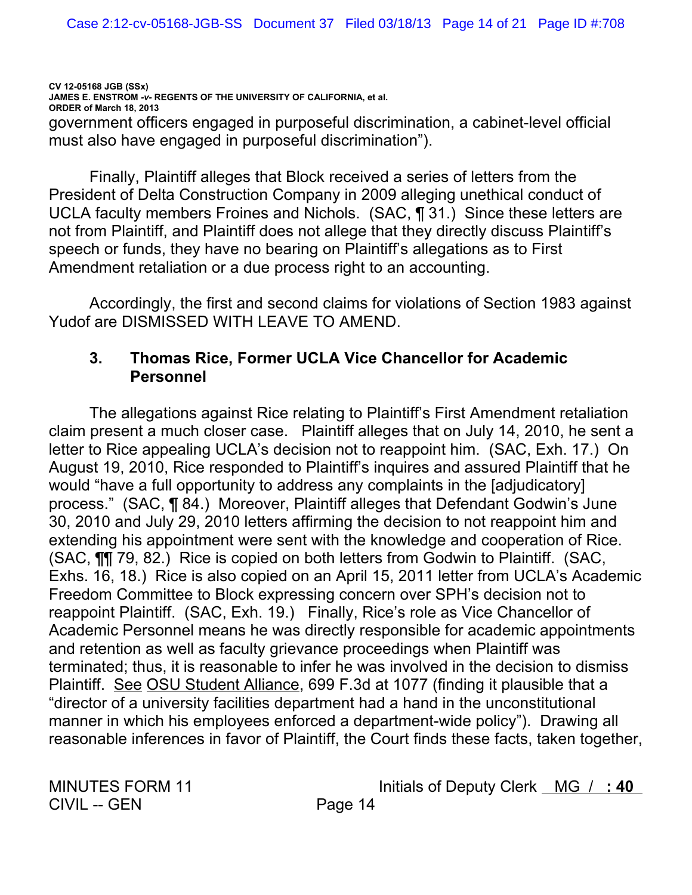government officers engaged in purposeful discrimination, a cabinet-level official must also have engaged in purposeful discrimination").

Finally, Plaintiff alleges that Block received a series of letters from the President of Delta Construction Company in 2009 alleging unethical conduct of UCLA faculty members Froines and Nichols. (SAC, ¶ 31.) Since these letters are not from Plaintiff, and Plaintiff does not allege that they directly discuss Plaintiff's speech or funds, they have no bearing on Plaintiff's allegations as to First Amendment retaliation or a due process right to an accounting.

Accordingly, the first and second claims for violations of Section 1983 against Yudof are DISMISSED WITH LEAVE TO AMEND.

### 3. Thomas Rice, Former UCLA Vice Chancellor for Academic Personnel

The allegations against Rice relating to Plaintiff's First Amendment retaliation claim present a much closer case. Plaintiff alleges that on July 14, 2010, he sent a letter to Rice appealing UCLA's decision not to reappoint him. (SAC, Exh. 17.) On August 19, 2010, Rice responded to Plaintiff's inquires and assured Plaintiff that he would "have a full opportunity to address any complaints in the [adjudicatory] process." (SAC, ¶ 84.) Moreover, Plaintiff alleges that Defendant Godwin's June 30, 2010 and July 29, 2010 letters affirming the decision to not reappoint him and extending his appointment were sent with the knowledge and cooperation of Rice. (SAC, ¶¶ 79, 82.) Rice is copied on both letters from Godwin to Plaintiff. (SAC, Exhs. 16, 18.) Rice is also copied on an April 15, 2011 letter from UCLA's Academic Freedom Committee to Block expressing concern over SPH's decision not to reappoint Plaintiff. (SAC, Exh. 19.) Finally, Rice's role as Vice Chancellor of Academic Personnel means he was directly responsible for academic appointments and retention as well as faculty grievance proceedings when Plaintiff was terminated; thus, it is reasonable to infer he was involved in the decision to dismiss Plaintiff. See OSU Student Alliance, 699 F.3d at 1077 (finding it plausible that a "director of a university facilities department had a hand in the unconstitutional manner in which his employees enforced a department-wide policy"). Drawing all reasonable inferences in favor of Plaintiff, the Court finds these facts, taken together,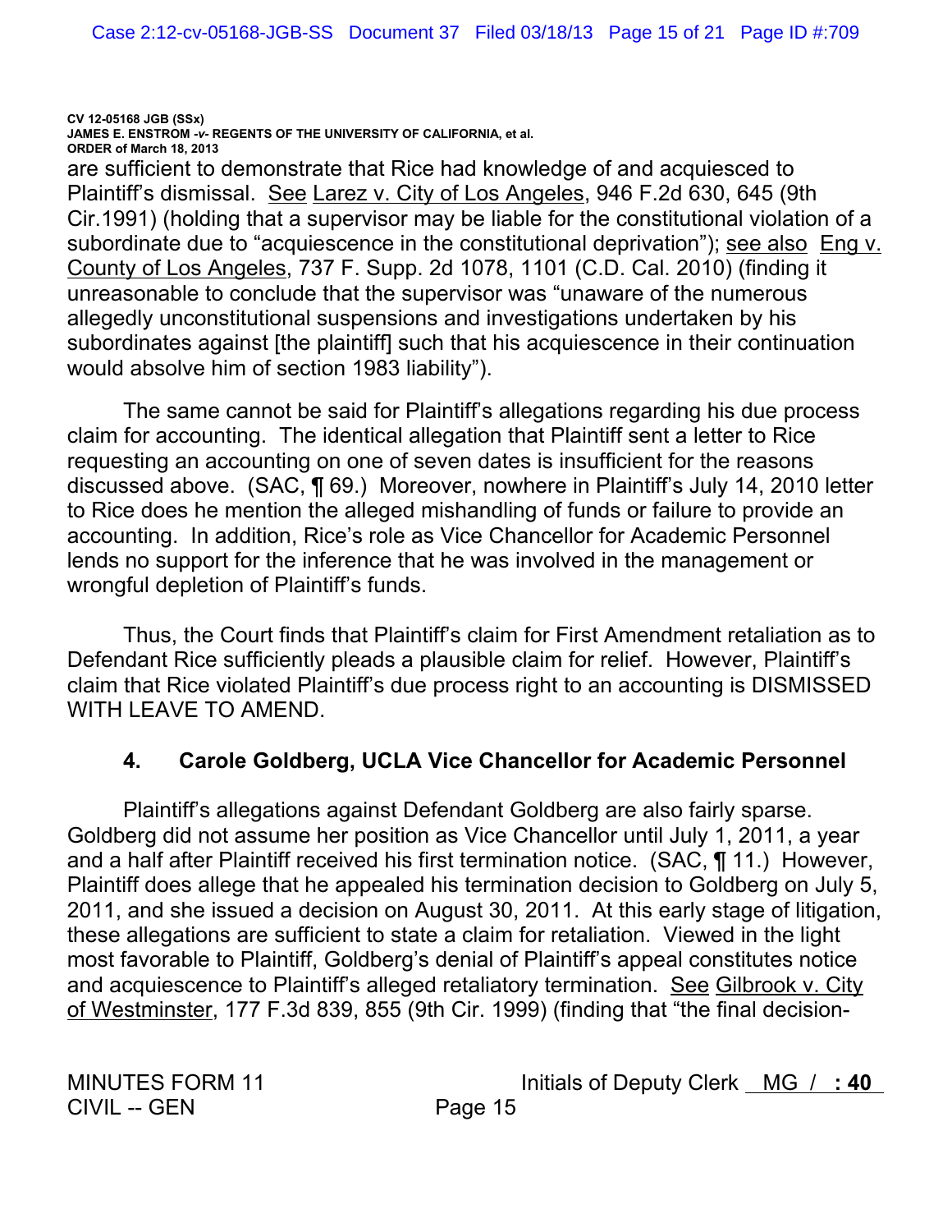are sufficient to demonstrate that Rice had knowledge of and acquiesced to Plaintiff's dismissal. See Larez v. City of Los Angeles, 946 F.2d 630, 645 (9th Cir.1991) (holding that a supervisor may be liable for the constitutional violation of a subordinate due to "acquiescence in the constitutional deprivation"); see also Eng v. County of Los Angeles, 737 F. Supp. 2d 1078, 1101 (C.D. Cal. 2010) (finding it unreasonable to conclude that the supervisor was "unaware of the numerous allegedly unconstitutional suspensions and investigations undertaken by his subordinates against [the plaintiff] such that his acquiescence in their continuation would absolve him of section 1983 liability").

The same cannot be said for Plaintiff's allegations regarding his due process claim for accounting. The identical allegation that Plaintiff sent a letter to Rice requesting an accounting on one of seven dates is insufficient for the reasons discussed above. (SAC, ¶ 69.) Moreover, nowhere in Plaintiff's July 14, 2010 letter to Rice does he mention the alleged mishandling of funds or failure to provide an accounting. In addition, Rice's role as Vice Chancellor for Academic Personnel lends no support for the inference that he was involved in the management or wrongful depletion of Plaintiff's funds.

Thus, the Court finds that Plaintiff's claim for First Amendment retaliation as to Defendant Rice sufficiently pleads a plausible claim for relief. However, Plaintiff's claim that Rice violated Plaintiff's due process right to an accounting is DISMISSED WITH LEAVE TO AMEND.

### 4. Carole Goldberg, UCLA Vice Chancellor for Academic Personnel

Plaintiff's allegations against Defendant Goldberg are also fairly sparse. Goldberg did not assume her position as Vice Chancellor until July 1, 2011, a year and a half after Plaintiff received his first termination notice. (SAC, ¶ 11.) However, Plaintiff does allege that he appealed his termination decision to Goldberg on July 5, 2011, and she issued a decision on August 30, 2011. At this early stage of litigation, these allegations are sufficient to state a claim for retaliation. Viewed in the light most favorable to Plaintiff, Goldberg's denial of Plaintiff's appeal constitutes notice and acquiescence to Plaintiff's alleged retaliatory termination. See Gilbrook v. City of Westminster, 177 F.3d 839, 855 (9th Cir. 1999) (finding that "the final decision-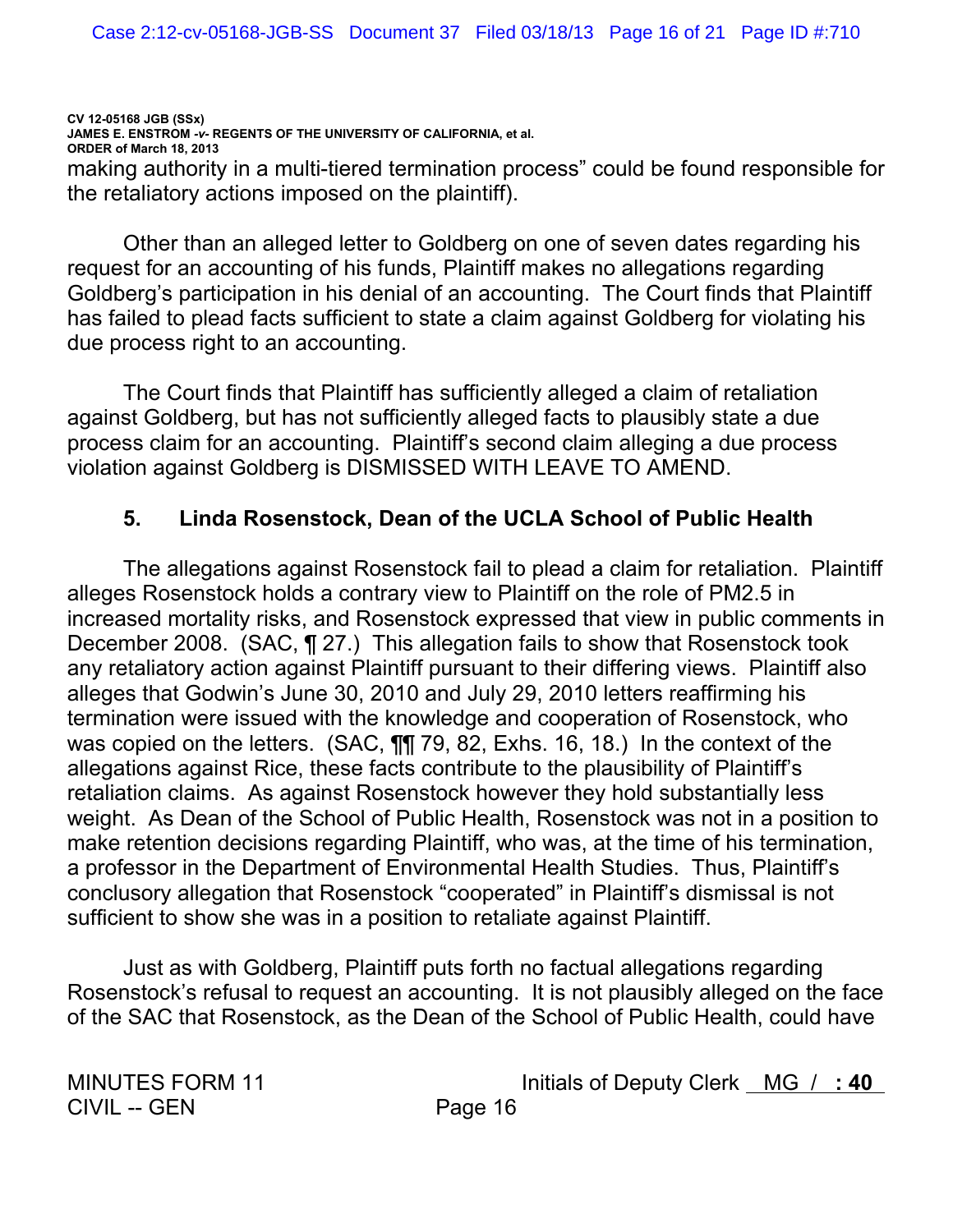making authority in a multi-tiered termination process" could be found responsible for the retaliatory actions imposed on the plaintiff).

Other than an alleged letter to Goldberg on one of seven dates regarding his request for an accounting of his funds, Plaintiff makes no allegations regarding Goldberg's participation in his denial of an accounting. The Court finds that Plaintiff has failed to plead facts sufficient to state a claim against Goldberg for violating his due process right to an accounting.

The Court finds that Plaintiff has sufficiently alleged a claim of retaliation against Goldberg, but has not sufficiently alleged facts to plausibly state a due process claim for an accounting. Plaintiff's second claim alleging a due process violation against Goldberg is DISMISSED WITH LEAVE TO AMEND.

### 5. Linda Rosenstock, Dean of the UCLA School of Public Health

The allegations against Rosenstock fail to plead a claim for retaliation. Plaintiff alleges Rosenstock holds a contrary view to Plaintiff on the role of PM2.5 in increased mortality risks, and Rosenstock expressed that view in public comments in December 2008. (SAC, ¶ 27.) This allegation fails to show that Rosenstock took any retaliatory action against Plaintiff pursuant to their differing views. Plaintiff also alleges that Godwin's June 30, 2010 and July 29, 2010 letters reaffirming his termination were issued with the knowledge and cooperation of Rosenstock, who was copied on the letters. (SAC, ¶¶ 79, 82, Exhs. 16, 18.) In the context of the allegations against Rice, these facts contribute to the plausibility of Plaintiff's retaliation claims. As against Rosenstock however they hold substantially less weight. As Dean of the School of Public Health, Rosenstock was not in a position to make retention decisions regarding Plaintiff, who was, at the time of his termination, a professor in the Department of Environmental Health Studies. Thus, Plaintiff's conclusory allegation that Rosenstock "cooperated" in Plaintiff's dismissal is not sufficient to show she was in a position to retaliate against Plaintiff.

Just as with Goldberg, Plaintiff puts forth no factual allegations regarding Rosenstock's refusal to request an accounting. It is not plausibly alleged on the face of the SAC that Rosenstock, as the Dean of the School of Public Health, could have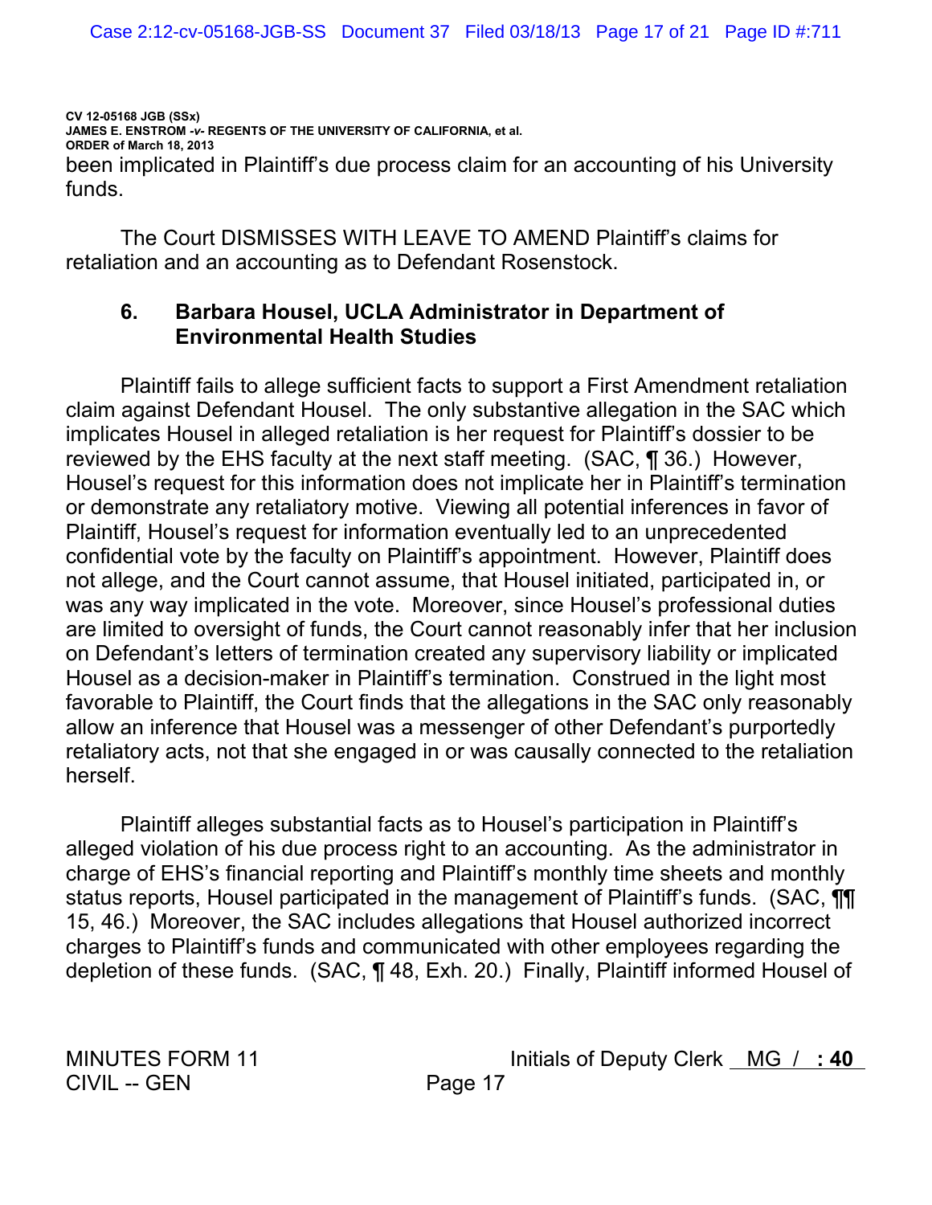been implicated in Plaintiff's due process claim for an accounting of his University funds.

The Court DISMISSES WITH LEAVE TO AMEND Plaintiff's claims for retaliation and an accounting as to Defendant Rosenstock.

### 6. Barbara Housel, UCLA Administrator in Department of Environmental Health Studies

Plaintiff fails to allege sufficient facts to support a First Amendment retaliation claim against Defendant Housel. The only substantive allegation in the SAC which implicates Housel in alleged retaliation is her request for Plaintiff's dossier to be reviewed by the EHS faculty at the next staff meeting. (SAC, ¶ 36.) However, Housel's request for this information does not implicate her in Plaintiff's termination or demonstrate any retaliatory motive. Viewing all potential inferences in favor of Plaintiff, Housel's request for information eventually led to an unprecedented confidential vote by the faculty on Plaintiff's appointment. However, Plaintiff does not allege, and the Court cannot assume, that Housel initiated, participated in, or was any way implicated in the vote. Moreover, since Housel's professional duties are limited to oversight of funds, the Court cannot reasonably infer that her inclusion on Defendant's letters of termination created any supervisory liability or implicated Housel as a decision-maker in Plaintiff's termination. Construed in the light most favorable to Plaintiff, the Court finds that the allegations in the SAC only reasonably allow an inference that Housel was a messenger of other Defendant's purportedly retaliatory acts, not that she engaged in or was causally connected to the retaliation herself.

Plaintiff alleges substantial facts as to Housel's participation in Plaintiff's alleged violation of his due process right to an accounting. As the administrator in charge of EHS's financial reporting and Plaintiff's monthly time sheets and monthly status reports, Housel participated in the management of Plaintiff's funds. (SAC, ¶¶ 15, 46.) Moreover, the SAC includes allegations that Housel authorized incorrect charges to Plaintiff's funds and communicated with other employees regarding the depletion of these funds. (SAC, ¶ 48, Exh. 20.) Finally, Plaintiff informed Housel of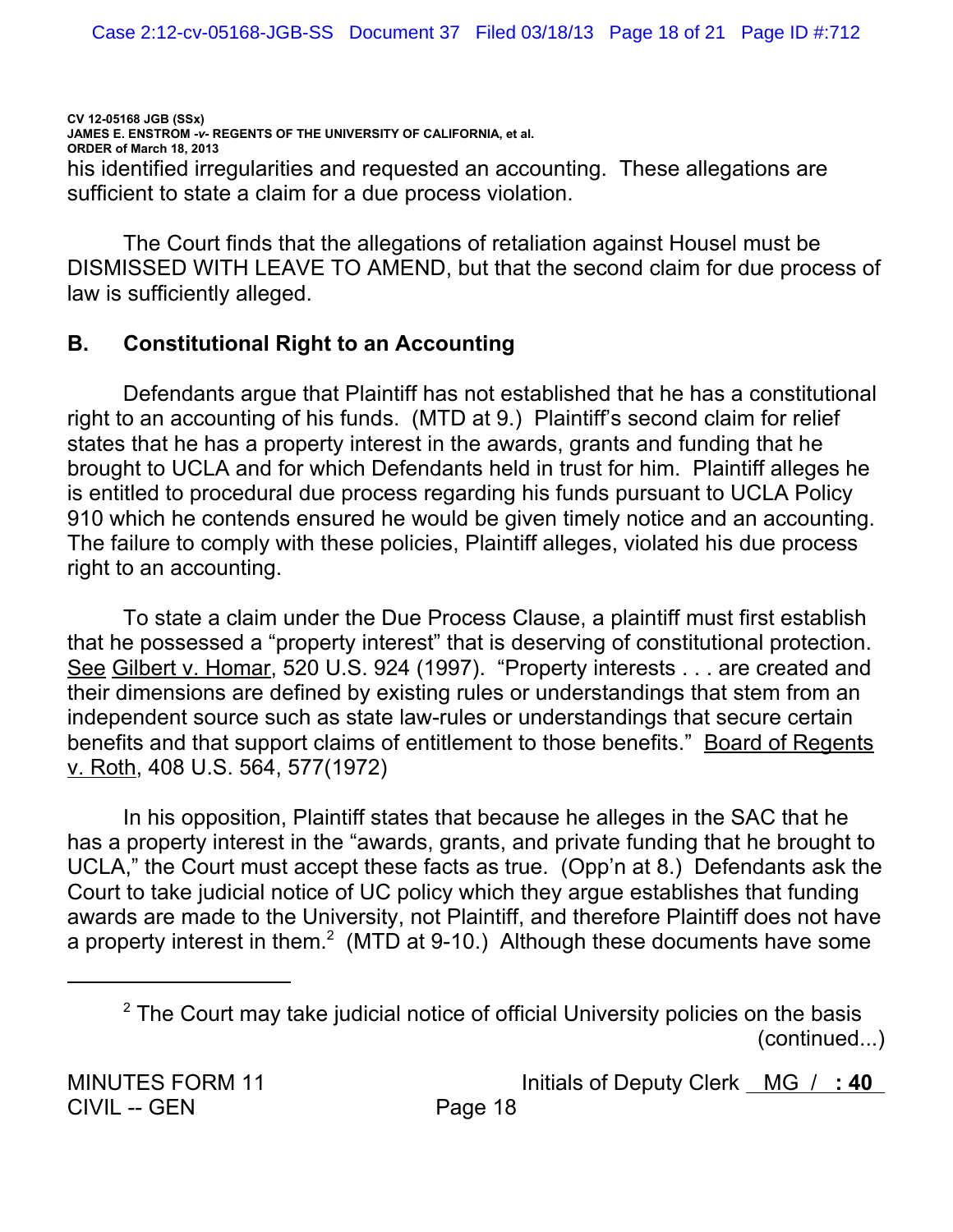his identified irregularities and requested an accounting. These allegations are sufficient to state a claim for a due process violation.

The Court finds that the allegations of retaliation against Housel must be DISMISSED WITH LEAVE TO AMEND, but that the second claim for due process of law is sufficiently alleged.

## B. Constitutional Right to an Accounting

Defendants argue that Plaintiff has not established that he has a constitutional right to an accounting of his funds. (MTD at 9.) Plaintiff's second claim for relief states that he has a property interest in the awards, grants and funding that he brought to UCLA and for which Defendants held in trust for him. Plaintiff alleges he is entitled to procedural due process regarding his funds pursuant to UCLA Policy 910 which he contends ensured he would be given timely notice and an accounting. The failure to comply with these policies, Plaintiff alleges, violated his due process right to an accounting.

To state a claim under the Due Process Clause, a plaintiff must first establish that he possessed a "property interest" that is deserving of constitutional protection. See Gilbert v. Homar, 520 U.S. 924 (1997). "Property interests . . . are created and their dimensions are defined by existing rules or understandings that stem from an independent source such as state law-rules or understandings that secure certain benefits and that support claims of entitlement to those benefits." Board of Regents v. Roth, 408 U.S. 564, 577(1972)

In his opposition, Plaintiff states that because he alleges in the SAC that he has a property interest in the "awards, grants, and private funding that he brought to UCLA," the Court must accept these facts as true. (Opp'n at 8.) Defendants ask the Court to take judicial notice of UC policy which they argue establishes that funding awards are made to the University, not Plaintiff, and therefore Plaintiff does not have a property interest in them.[2] (MTD at 9-10.) Although these documents have some

[2] The Court may take judicial notice of official University policies on the basis (continued...)

MINUTES FORM 11
CIVIL -- GEN

Initials of Deputy Clerk MG / : 40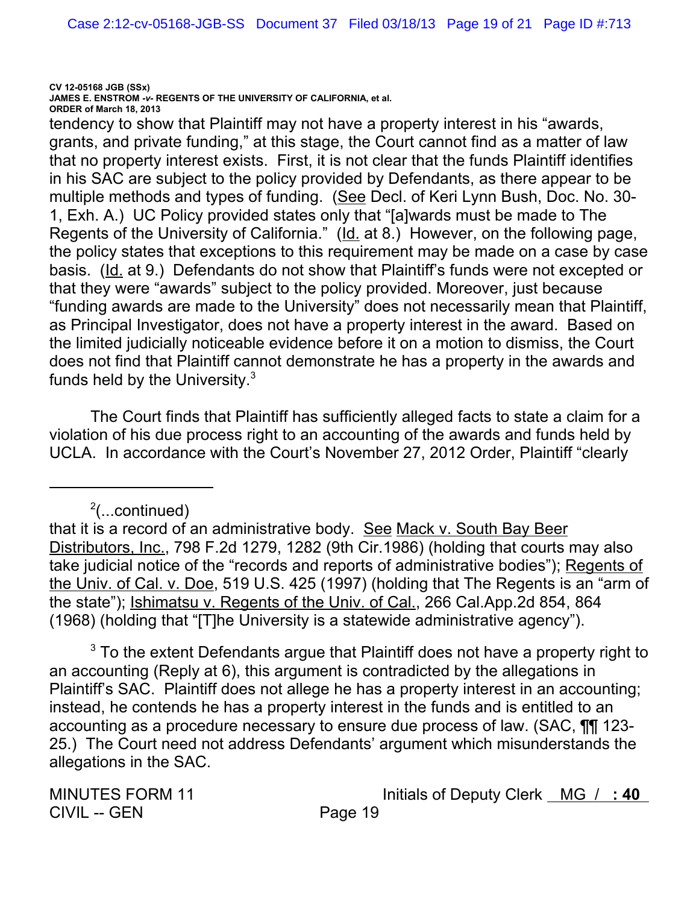tendency to show that Plaintiff may not have a property interest in his "awards, grants, and private funding," at this stage, the Court cannot find as a matter of law that no property interest exists. First, it is not clear that the funds Plaintiff identifies in his SAC are subject to the policy provided by Defendants, as there appear to be multiple methods and types of funding. (See Decl. of Keri Lynn Bush, Doc. No. 30-1, Exh. A.) UC Policy provided states only that "[a]wards must be made to The Regents of the University of California." (Id. at 8.) However, on the following page, the policy states that exceptions to this requirement may be made on a case by case basis. (Id. at 9.) Defendants do not show that Plaintiff's funds were not excepted or that they were "awards" subject to the policy provided. Moreover, just because "funding awards are made to the University" does not necessarily mean that Plaintiff, as Principal Investigator, does not have a property interest in the award. Based on the limited judicially noticeable evidence before it on a motion to dismiss, the Court does not find that Plaintiff cannot demonstrate he has a property in the awards and funds held by the University.[3]

The Court finds that Plaintiff has sufficiently alleged facts to state a claim for a violation of his due process right to an accounting of the awards and funds held by UCLA. In accordance with the Court's November 27, 2012 Order, Plaintiff "clearly

---

[2](...continued)

that it is a record of an administrative body. See Mack v. South Bay Beer Distributors, Inc., 798 F.2d 1279, 1282 (9th Cir.1986) (holding that courts may also take judicial notice of the "records and reports of administrative bodies"); Regents of the Univ. of Cal. v. Doe, 519 U.S. 425 (1997) (holding that The Regents is an "arm of the state"); Ishimatsu v. Regents of the Univ. of Cal., 266 Cal.App.2d 854, 864 (1968) (holding that "[T]he University is a statewide administrative agency").

[3] To the extent Defendants argue that Plaintiff does not have a property right to an accounting (Reply at 6), this argument is contradicted by the allegations in Plaintiff's SAC. Plaintiff does not allege he has a property interest in an accounting; instead, he contends he has a property interest in the funds and is entitled to an accounting as a procedure necessary to ensure due process of law. (SAC, ¶¶ 123-25.) The Court need not address Defendants' argument which misunderstands the allegations in the SAC.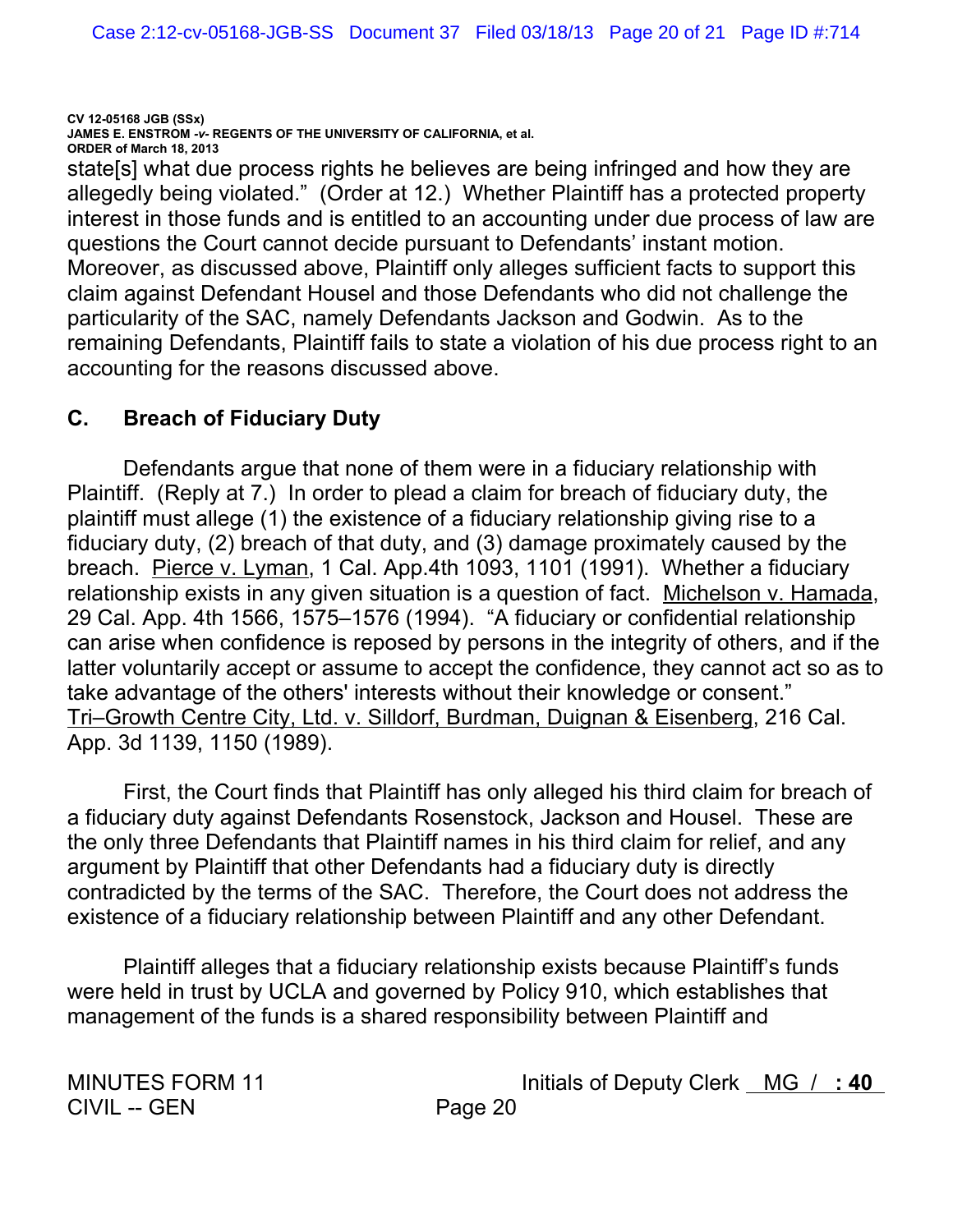state[s] what due process rights he believes are being infringed and how they are allegedly being violated." (Order at 12.) Whether Plaintiff has a protected property interest in those funds and is entitled to an accounting under due process of law are questions the Court cannot decide pursuant to Defendants' instant motion. Moreover, as discussed above, Plaintiff only alleges sufficient facts to support this claim against Defendant Housel and those Defendants who did not challenge the particularity of the SAC, namely Defendants Jackson and Godwin. As to the remaining Defendants, Plaintiff fails to state a violation of his due process right to an accounting for the reasons discussed above.

## C. Breach of Fiduciary Duty

Defendants argue that none of them were in a fiduciary relationship with Plaintiff. (Reply at 7.) In order to plead a claim for breach of fiduciary duty, the plaintiff must allege (1) the existence of a fiduciary relationship giving rise to a fiduciary duty, (2) breach of that duty, and (3) damage proximately caused by the breach. Pierce v. Lyman, 1 Cal. App.4th 1093, 1101 (1991). Whether a fiduciary relationship exists in any given situation is a question of fact. Michelson v. Hamada, 29 Cal. App. 4th 1566, 1575–1576 (1994). "A fiduciary or confidential relationship can arise when confidence is reposed by persons in the integrity of others, and if the latter voluntarily accept or assume to accept the confidence, they cannot act so as to take advantage of the others' interests without their knowledge or consent." Tri–Growth Centre City, Ltd. v. Silldorf, Burdman, Duignan & Eisenberg, 216 Cal. App. 3d 1139, 1150 (1989).

First, the Court finds that Plaintiff has only alleged his third claim for breach of a fiduciary duty against Defendants Rosenstock, Jackson and Housel. These are the only three Defendants that Plaintiff names in his third claim for relief, and any argument by Plaintiff that other Defendants had a fiduciary duty is directly contradicted by the terms of the SAC. Therefore, the Court does not address the existence of a fiduciary relationship between Plaintiff and any other Defendant.

Plaintiff alleges that a fiduciary relationship exists because Plaintiff's funds were held in trust by UCLA and governed by Policy 910, which establishes that management of the funds is a shared responsibility between Plaintiff and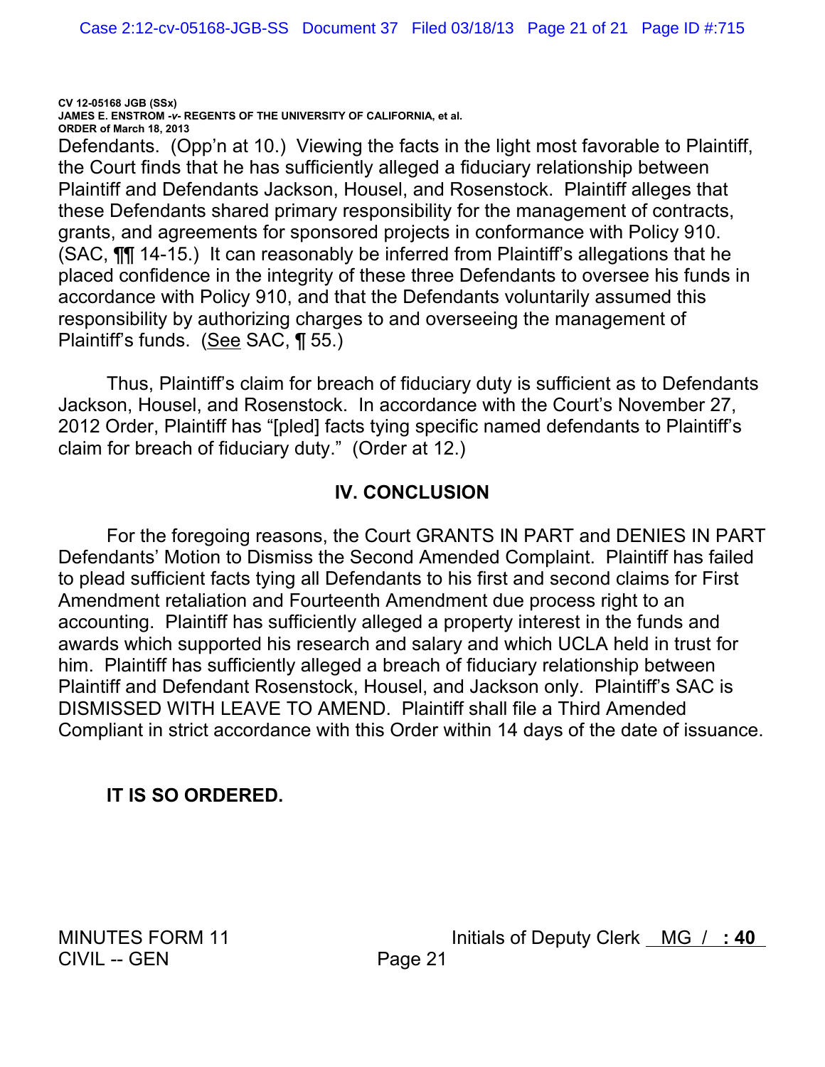Defendants. (Opp'n at 10.) Viewing the facts in the light most favorable to Plaintiff, the Court finds that he has sufficiently alleged a fiduciary relationship between Plaintiff and Defendants Jackson, Housel, and Rosenstock. Plaintiff alleges that these Defendants shared primary responsibility for the management of contracts, grants, and agreements for sponsored projects in conformance with Policy 910. (SAC, ¶¶ 14-15.) It can reasonably be inferred from Plaintiff's allegations that he placed confidence in the integrity of these three Defendants to oversee his funds in accordance with Policy 910, and that the Defendants voluntarily assumed this responsibility by authorizing charges to and overseeing the management of Plaintiff's funds. (See SAC, ¶ 55.)

Thus, Plaintiff's claim for breach of fiduciary duty is sufficient as to Defendants Jackson, Housel, and Rosenstock. In accordance with the Court's November 27, 2012 Order, Plaintiff has "[pled] facts tying specific named defendants to Plaintiff's claim for breach of fiduciary duty." (Order at 12.)

## IV. CONCLUSION

For the foregoing reasons, the Court GRANTS IN PART and DENIES IN PART Defendants' Motion to Dismiss the Second Amended Complaint. Plaintiff has failed to plead sufficient facts tying all Defendants to his first and second claims for First Amendment retaliation and Fourteenth Amendment due process right to an accounting. Plaintiff has sufficiently alleged a property interest in the funds and awards which supported his research and salary and which UCLA held in trust for him. Plaintiff has sufficiently alleged a breach of fiduciary relationship between Plaintiff and Defendant Rosenstock, Housel, and Jackson only. Plaintiff's SAC is DISMISSED WITH LEAVE TO AMEND. Plaintiff shall file a Third Amended Compliant in strict accordance with this Order within 14 days of the date of issuance.

**IT IS SO ORDERED.**

MINUTES FORM 11
CIVIL -- GEN

Initials of Deputy Clerk MG / **: 40**